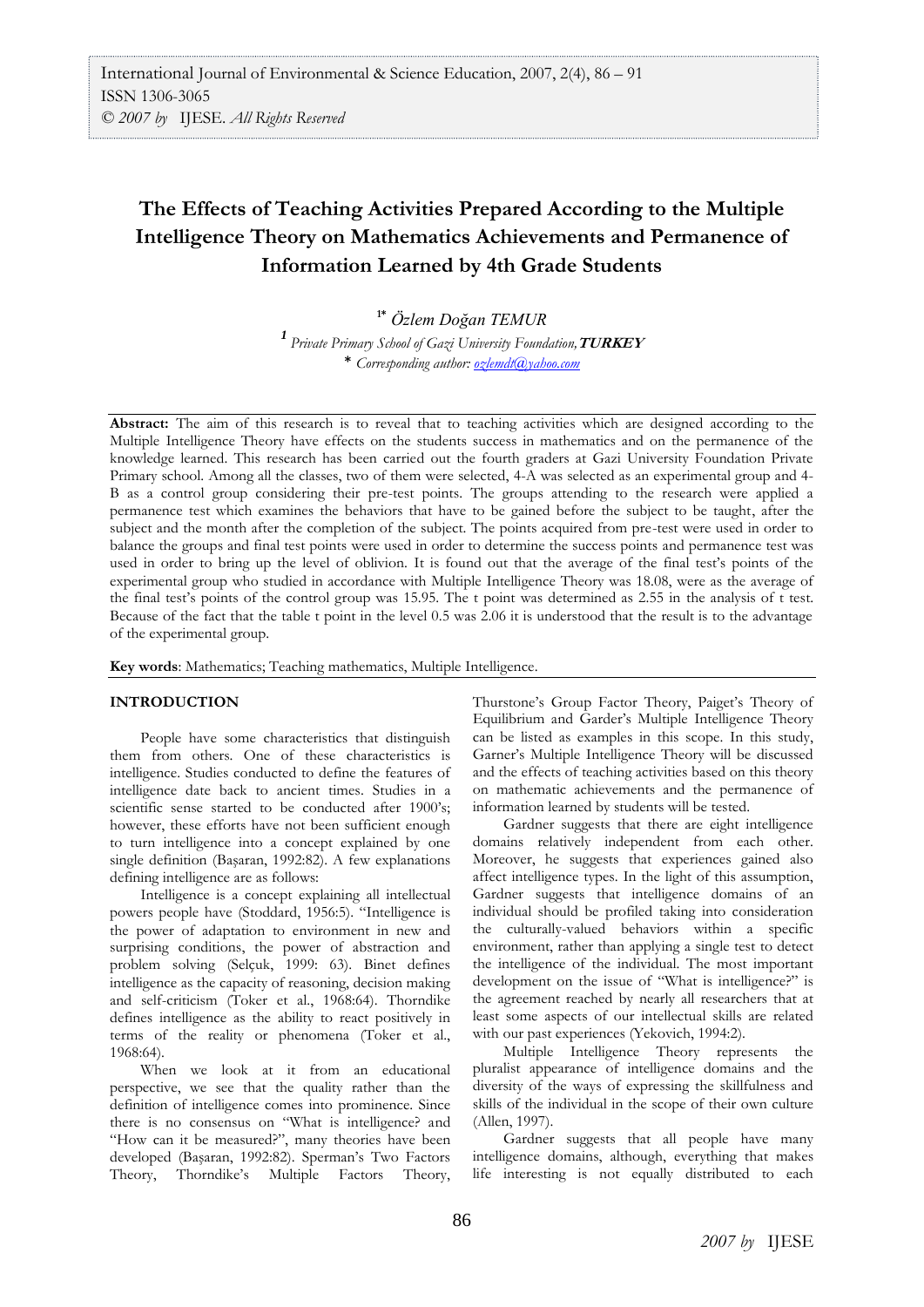# The Effects of Teaching Activities Prepared According to the Multiple Intelligence Theory on Mathematics Achievements and Permanence of Information Learned by 4th Grade Students

[1*] *Özlem Doğan TEMUR*

[1] *Private Primary School of Gazi University Foundation,* ***TURKEY***

\* *Corresponding author: ozlemdt@yahoo.com*

**Abstract:** The aim of this research is to reveal that to teaching activities which are designed according to the Multiple Intelligence Theory have effects on the students success in mathematics and on the permanence of the knowledge learned. This research has been carried out the fourth graders at Gazi University Foundation Private Primary school. Among all the classes, two of them were selected, 4-A was selected as an experimental group and 4-B as a control group considering their pre-test points. The groups attending to the research were applied a permanence test which examines the behaviors that have to be gained before the subject to be taught, after the subject and the month after the completion of the subject. The points acquired from pre-test were used in order to balance the groups and final test points were used in order to determine the success points and permanence test was used in order to bring up the level of oblivion. It is found out that the average of the final test's points of the experimental group who studied in accordance with Multiple Intelligence Theory was 18.08, were as the average of the final test's points of the control group was 15.95. The t point was determined as 2.55 in the analysis of t test. Because of the fact that the table t point in the level 0.5 was 2.06 it is understood that the result is to the advantage of the experimental group.

**Key words**: Mathematics; Teaching mathematics, Multiple Intelligence.

## INTRODUCTION

People have some characteristics that distinguish them from others. One of these characteristics is intelligence. Studies conducted to define the features of intelligence date back to ancient times. Studies in a scientific sense started to be conducted after 1900's; however, these efforts have not been sufficient enough to turn intelligence into a concept explained by one single definition (Başaran, 1992:82). A few explanations defining intelligence are as follows:

Intelligence is a concept explaining all intellectual powers people have (Stoddard, 1956:5). "Intelligence is the power of adaptation to environment in new and surprising conditions, the power of abstraction and problem solving (Selçuk, 1999: 63). Binet defines intelligence as the capacity of reasoning, decision making and self-criticism (Toker et al., 1968:64). Thorndike defines intelligence as the ability to react positively in terms of the reality or phenomena (Toker et al., 1968:64).

When we look at it from an educational perspective, we see that the quality rather than the definition of intelligence comes into prominence. Since there is no consensus on "What is intelligence? and "How can it be measured?", many theories have been developed (Başaran, 1992:82). Sperman's Two Factors Theory, Thorndike's Multiple Factors Theory, Thurstone's Group Factor Theory, Paiget's Theory of Equilibrium and Garder's Multiple Intelligence Theory can be listed as examples in this scope. In this study, Garner's Multiple Intelligence Theory will be discussed and the effects of teaching activities based on this theory on mathematic achievements and the permanence of information learned by students will be tested.

Gardner suggests that there are eight intelligence domains relatively independent from each other. Moreover, he suggests that experiences gained also affect intelligence types. In the light of this assumption, Gardner suggests that intelligence domains of an individual should be profiled taking into consideration the culturally-valued behaviors within a specific environment, rather than applying a single test to detect the intelligence of the individual. The most important development on the issue of "What is intelligence?" is the agreement reached by nearly all researchers that at least some aspects of our intellectual skills are related with our past experiences (Yekovich, 1994:2).

Multiple Intelligence Theory represents the pluralist appearance of intelligence domains and the diversity of the ways of expressing the skillfulness and skills of the individual in the scope of their own culture (Allen, 1997).

Gardner suggests that all people have many intelligence domains, although, everything that makes life interesting is not equally distributed to each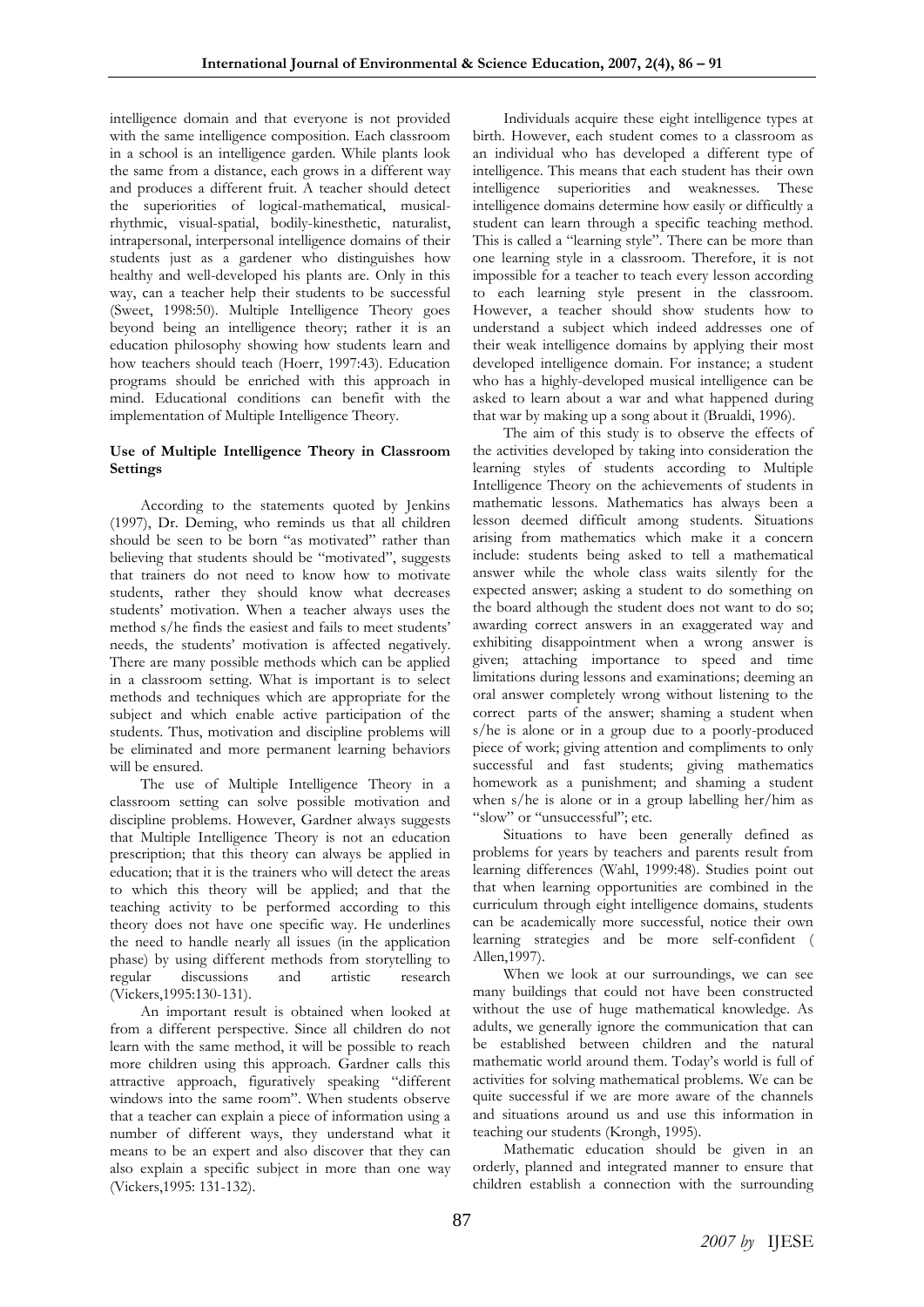intelligence domain and that everyone is not provided with the same intelligence composition. Each classroom in a school is an intelligence garden. While plants look the same from a distance, each grows in a different way and produces a different fruit. A teacher should detect the superiorities of logical-mathematical, musical-rhythmic, visual-spatial, bodily-kinesthetic, naturalist, intrapersonal, interpersonal intelligence domains of their students just as a gardener who distinguishes how healthy and well-developed his plants are. Only in this way, can a teacher help their students to be successful (Sweet, 1998:50). Multiple Intelligence Theory goes beyond being an intelligence theory; rather it is an education philosophy showing how students learn and how teachers should teach (Hoerr, 1997:43). Education programs should be enriched with this approach in mind. Educational conditions can benefit with the implementation of Multiple Intelligence Theory.

### Use of Multiple Intelligence Theory in Classroom Settings

According to the statements quoted by Jenkins (1997), Dr. Deming, who reminds us that all children should be seen to be born "as motivated" rather than believing that students should be "motivated", suggests that trainers do not need to know how to motivate students, rather they should know what decreases students' motivation. When a teacher always uses the method s/he finds the easiest and fails to meet students' needs, the students' motivation is affected negatively. There are many possible methods which can be applied in a classroom setting. What is important is to select methods and techniques which are appropriate for the subject and which enable active participation of the students. Thus, motivation and discipline problems will be eliminated and more permanent learning behaviors will be ensured.

The use of Multiple Intelligence Theory in a classroom setting can solve possible motivation and discipline problems. However, Gardner always suggests that Multiple Intelligence Theory is not an education prescription; that this theory can always be applied in education; that it is the trainers who will detect the areas to which this theory will be applied; and that the teaching activity to be performed according to this theory does not have one specific way. He underlines the need to handle nearly all issues (in the application phase) by using different methods from storytelling to regular discussions and artistic research (Vickers,1995:130-131).

An important result is obtained when looked at from a different perspective. Since all children do not learn with the same method, it will be possible to reach more children using this approach. Gardner calls this attractive approach, figuratively speaking "different windows into the same room". When students observe that a teacher can explain a piece of information using a number of different ways, they understand what it means to be an expert and also discover that they can also explain a specific subject in more than one way (Vickers,1995: 131-132).

Individuals acquire these eight intelligence types at birth. However, each student comes to a classroom as an individual who has developed a different type of intelligence. This means that each student has their own intelligence superiorities and weaknesses. These intelligence domains determine how easily or difficultly a student can learn through a specific teaching method. This is called a "learning style". There can be more than one learning style in a classroom. Therefore, it is not impossible for a teacher to teach every lesson according to each learning style present in the classroom. However, a teacher should show students how to understand a subject which indeed addresses one of their weak intelligence domains by applying their most developed intelligence domain. For instance; a student who has a highly-developed musical intelligence can be asked to learn about a war and what happened during that war by making up a song about it (Brualdi, 1996).

The aim of this study is to observe the effects of the activities developed by taking into consideration the learning styles of students according to Multiple Intelligence Theory on the achievements of students in mathematic lessons. Mathematics has always been a lesson deemed difficult among students. Situations arising from mathematics which make it a concern include: students being asked to tell a mathematical answer while the whole class waits silently for the expected answer; asking a student to do something on the board although the student does not want to do so; awarding correct answers in an exaggerated way and exhibiting disappointment when a wrong answer is given; attaching importance to speed and time limitations during lessons and examinations; deeming an oral answer completely wrong without listening to the correct parts of the answer; shaming a student when s/he is alone or in a group due to a poorly-produced piece of work; giving attention and compliments to only successful and fast students; giving mathematics homework as a punishment; and shaming a student when s/he is alone or in a group labelling her/him as "slow" or "unsuccessful"; etc.

Situations to have been generally defined as problems for years by teachers and parents result from learning differences (Wahl, 1999:48). Studies point out that when learning opportunities are combined in the curriculum through eight intelligence domains, students can be academically more successful, notice their own learning strategies and be more self-confident ( Allen,1997).

When we look at our surroundings, we can see many buildings that could not have been constructed without the use of huge mathematical knowledge. As adults, we generally ignore the communication that can be established between children and the natural mathematic world around them. Today's world is full of activities for solving mathematical problems. We can be quite successful if we are more aware of the channels and situations around us and use this information in teaching our students (Krongh, 1995).

Mathematic education should be given in an orderly, planned and integrated manner to ensure that children establish a connection with the surrounding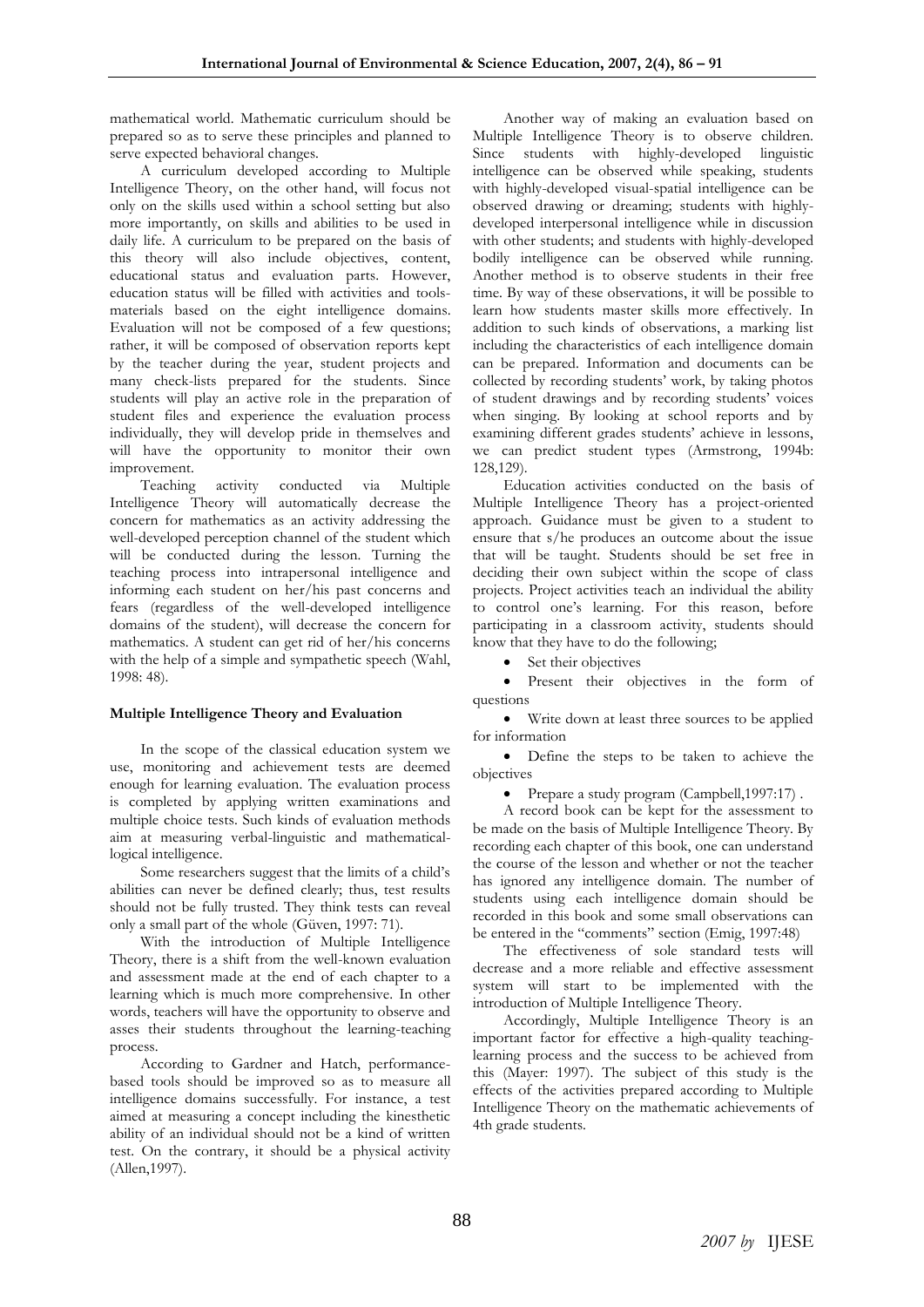mathematical world. Mathematic curriculum should be prepared so as to serve these principles and planned to serve expected behavioral changes.

A curriculum developed according to Multiple Intelligence Theory, on the other hand, will focus not only on the skills used within a school setting but also more importantly, on skills and abilities to be used in daily life. A curriculum to be prepared on the basis of this theory will also include objectives, content, educational status and evaluation parts. However, education status will be filled with activities and tools-materials based on the eight intelligence domains. Evaluation will not be composed of a few questions; rather, it will be composed of observation reports kept by the teacher during the year, student projects and many check-lists prepared for the students. Since students will play an active role in the preparation of student files and experience the evaluation process individually, they will develop pride in themselves and will have the opportunity to monitor their own improvement.

Teaching activity conducted via Multiple Intelligence Theory will automatically decrease the concern for mathematics as an activity addressing the well-developed perception channel of the student which will be conducted during the lesson. Turning the teaching process into intrapersonal intelligence and informing each student on her/his past concerns and fears (regardless of the well-developed intelligence domains of the student), will decrease the concern for mathematics. A student can get rid of her/his concerns with the help of a simple and sympathetic speech (Wahl, 1998: 48).

**Multiple Intelligence Theory and Evaluation**

In the scope of the classical education system we use, monitoring and achievement tests are deemed enough for learning evaluation. The evaluation process is completed by applying written examinations and multiple choice tests. Such kinds of evaluation methods aim at measuring verbal-linguistic and mathematical-logical intelligence.

Some researchers suggest that the limits of a child's abilities can never be defined clearly; thus, test results should not be fully trusted. They think tests can reveal only a small part of the whole (Güven, 1997: 71).

With the introduction of Multiple Intelligence Theory, there is a shift from the well-known evaluation and assessment made at the end of each chapter to a learning which is much more comprehensive. In other words, teachers will have the opportunity to observe and asses their students throughout the learning-teaching process.

According to Gardner and Hatch, performance-based tools should be improved so as to measure all intelligence domains successfully. For instance, a test aimed at measuring a concept including the kinesthetic ability of an individual should not be a kind of written test. On the contrary, it should be a physical activity (Allen,1997).

Another way of making an evaluation based on Multiple Intelligence Theory is to observe children. Since students with highly-developed linguistic intelligence can be observed while speaking, students with highly-developed visual-spatial intelligence can be observed drawing or dreaming; students with highly-developed interpersonal intelligence while in discussion with other students; and students with highly-developed bodily intelligence can be observed while running. Another method is to observe students in their free time. By way of these observations, it will be possible to learn how students master skills more effectively. In addition to such kinds of observations, a marking list including the characteristics of each intelligence domain can be prepared. Information and documents can be collected by recording students' work, by taking photos of student drawings and by recording students' voices when singing. By looking at school reports and by examining different grades students' achieve in lessons, we can predict student types (Armstrong, 1994b: 128,129).

Education activities conducted on the basis of Multiple Intelligence Theory has a project-oriented approach. Guidance must be given to a student to ensure that s/he produces an outcome about the issue that will be taught. Students should be set free in deciding their own subject within the scope of class projects. Project activities teach an individual the ability to control one's learning. For this reason, before participating in a classroom activity, students should know that they have to do the following;

- Set their objectives
- Present their objectives in the form of questions
- Write down at least three sources to be applied for information
- Define the steps to be taken to achieve the objectives
- Prepare a study program (Campbell,1997:17) .

A record book can be kept for the assessment to be made on the basis of Multiple Intelligence Theory. By recording each chapter of this book, one can understand the course of the lesson and whether or not the teacher has ignored any intelligence domain. The number of students using each intelligence domain should be recorded in this book and some small observations can be entered in the "comments" section (Emig, 1997:48)

The effectiveness of sole standard tests will decrease and a more reliable and effective assessment system will start to be implemented with the introduction of Multiple Intelligence Theory.

Accordingly, Multiple Intelligence Theory is an important factor for effective a high-quality teaching-learning process and the success to be achieved from this (Mayer: 1997). The subject of this study is the effects of the activities prepared according to Multiple Intelligence Theory on the mathematic achievements of 4th grade students.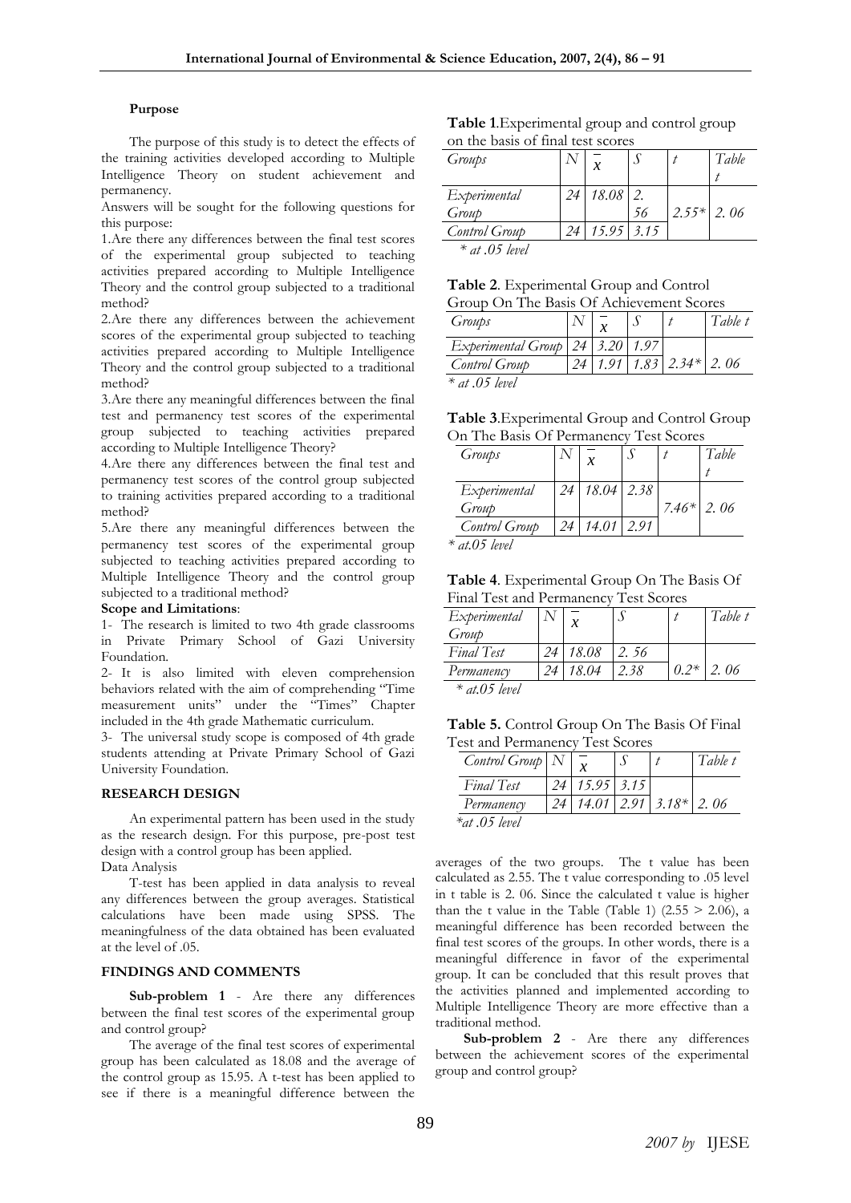**Purpose**

The purpose of this study is to detect the effects of the training activities developed according to Multiple Intelligence Theory on student achievement and permanency.

Answers will be sought for the following questions for this purpose:

1.Are there any differences between the final test scores of the experimental group subjected to teaching activities prepared according to Multiple Intelligence Theory and the control group subjected to a traditional method?

2.Are there any differences between the achievement scores of the experimental group subjected to teaching activities prepared according to Multiple Intelligence Theory and the control group subjected to a traditional method?

3.Are there any meaningful differences between the final test and permanency test scores of the experimental group subjected to teaching activities prepared according to Multiple Intelligence Theory?

4.Are there any differences between the final test and permanency test scores of the control group subjected to training activities prepared according to a traditional method?

5.Are there any meaningful differences between the permanency test scores of the experimental group subjected to teaching activities prepared according to Multiple Intelligence Theory and the control group subjected to a traditional method?

**Scope and Limitations**:

1- The research is limited to two 4th grade classrooms in Private Primary School of Gazi University Foundation.

2- It is also limited with eleven comprehension behaviors related with the aim of comprehending "Time measurement units" under the "Times" Chapter included in the 4th grade Mathematic curriculum.

3- The universal study scope is composed of 4th grade students attending at Private Primary School of Gazi University Foundation.

## RESEARCH DESIGN

An experimental pattern has been used in the study as the research design. For this purpose, pre-post test design with a control group has been applied.

Data Analysis

T-test has been applied in data analysis to reveal any differences between the group averages. Statistical calculations have been made using SPSS. The meaningfulness of the data obtained has been evaluated at the level of .05.

## FINDINGS AND COMMENTS

**Sub-problem 1** - Are there any differences between the final test scores of the experimental group and control group?

The average of the final test scores of experimental group has been calculated as 18.08 and the average of the control group as 15.95. A t-test has been applied to see if there is a meaningful difference between the averages of the two groups. The t value has been calculated as 2.55. The t value corresponding to .05 level in t table is 2. 06. Since the calculated t value is higher than the t value in the Table (Table 1) (2.55 > 2.06), a meaningful difference has been recorded between the final test scores of the groups. In other words, there is a meaningful difference in favor of the experimental group. It can be concluded that this result proves that the activities planned and implemented according to Multiple Intelligence Theory are more effective than a traditional method.

**Sub-problem 2** - Are there any differences between the achievement scores of the experimental group and control group?

**Table 1**.Experimental group and control group on the basis of final test scores

| *Groups* | *N* | $\bar{x}$ | *S* | *t* | *Table t* |
|---|---|---|---|---|---|
| *Experimental Group* | 24 | 18.08 | 2.56 | 2.55* | 2. 06 |
| *Control Group* | 24 | 15.95 | 3.15 | | |

\* *at .05 level*

**Table 2**. Experimental Group and Control Group On The Basis Of Achievement Scores

| *Groups* | *N* | $\bar{x}$ | *S* | *t* | *Table t* |
|---|---|---|---|---|---|
| *Experimental Group* | 24 | 3.20 | 1.97 | | |
| *Control Group* | 24 | 1.91 | 1.83 | 2.34* | 2. 06 |

\* *at .05 level*

**Table 3**.Experimental Group and Control Group On The Basis Of Permanency Test Scores

| *Groups* | *N* | $\bar{x}$ | *S* | *t* | *Table t* |
|---|---|---|---|---|---|
| *Experimental Group* | 24 | 18.04 | 2.38 | 7.46* | 2. 06 |
| *Control Group* | 24 | 14.01 | 2.91 | | |

\* *at.05 level*

**Table 4**. Experimental Group On The Basis Of Final Test and Permanency Test Scores

| *Experimental Group* | *N* | $\bar{x}$ | *S* | *t* | *Table t* |
|---|---|---|---|---|---|
| *Final Test* | 24 | 18.08 | 2. 56 | | |
| *Permanency* | 24 | 18.04 | 2.38 | 0.2* | 2. 06 |

\* *at.05 level*

**Table 5.** Control Group On The Basis Of Final Test and Permanency Test Scores

| *Control Group* | *N* | $\bar{x}$ | *S* | *t* | *Table t* |
|---|---|---|---|---|---|
| *Final Test* | 24 | 15.95 | 3.15 | | |
| *Permanency* | 24 | 14.01 | 2.91 | 3.18* | 2. 06 |

*\*at .05 level*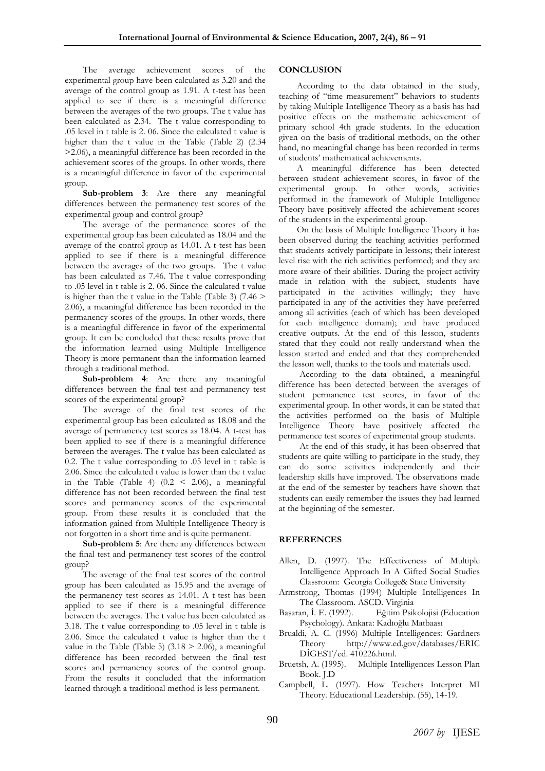The average achievement scores of the experimental group have been calculated as 3.20 and the average of the control group as 1.91. A t-test has been applied to see if there is a meaningful difference between the averages of the two groups. The t value has been calculated as 2.34. The t value corresponding to .05 level in t table is 2. 06. Since the calculated t value is higher than the t value in the Table (Table 2) (2.34 >2.06), a meaningful difference has been recorded in the achievement scores of the groups. In other words, there is a meaningful difference in favor of the experimental group.

**Sub-problem 3**: Are there any meaningful differences between the permanency test scores of the experimental group and control group?

The average of the permanence scores of the experimental group has been calculated as 18.04 and the average of the control group as 14.01. A t-test has been applied to see if there is a meaningful difference between the averages of the two groups. The t value has been calculated as 7.46. The t value corresponding to .05 level in t table is 2. 06. Since the calculated t value is higher than the t value in the Table (Table 3) (7.46 > 2.06), a meaningful difference has been recorded in the permanency scores of the groups. In other words, there is a meaningful difference in favor of the experimental group. It can be concluded that these results prove that the information learned using Multiple Intelligence Theory is more permanent than the information learned through a traditional method.

**Sub-problem 4**: Are there any meaningful differences between the final test and permanency test scores of the experimental group?

The average of the final test scores of the experimental group has been calculated as 18.08 and the average of permanency test scores as 18.04. A t-test has been applied to see if there is a meaningful difference between the averages. The t value has been calculated as 0.2. The t value corresponding to .05 level in t table is 2.06. Since the calculated t value is lower than the t value in the Table (Table 4) (0.2 < 2.06), a meaningful difference has not been recorded between the final test scores and permanency scores of the experimental group. From these results it is concluded that the information gained from Multiple Intelligence Theory is not forgotten in a short time and is quite permanent.

**Sub-problem 5**: Are there any differences between the final test and permanency test scores of the control group?

The average of the final test scores of the control group has been calculated as 15.95 and the average of the permanency test scores as 14.01. A t-test has been applied to see if there is a meaningful difference between the averages. The t value has been calculated as 3.18. The t value corresponding to .05 level in t table is 2.06. Since the calculated t value is higher than the t value in the Table (Table 5) (3.18 > 2.06), a meaningful difference has been recorded between the final test scores and permanency scores of the control group. From the results it concluded that the information learned through a traditional method is less permanent.

## CONCLUSION

According to the data obtained in the study, teaching of "time measurement" behaviors to students by taking Multiple Intelligence Theory as a basis has had positive effects on the mathematic achievement of primary school 4th grade students. In the education given on the basis of traditional methods, on the other hand, no meaningful change has been recorded in terms of students' mathematical achievements.

A meaningful difference has been detected between student achievement scores, in favor of the experimental group. In other words, activities performed in the framework of Multiple Intelligence Theory have positively affected the achievement scores of the students in the experimental group.

On the basis of Multiple Intelligence Theory it has been observed during the teaching activities performed that students actively participate in lessons; their interest level rise with the rich activities performed; and they are more aware of their abilities. During the project activity made in relation with the subject, students have participated in the activities willingly; they have participated in any of the activities they have preferred among all activities (each of which has been developed for each intelligence domain); and have produced creative outputs. At the end of this lesson, students stated that they could not really understand when the lesson started and ended and that they comprehended the lesson well, thanks to the tools and materials used.

According to the data obtained, a meaningful difference has been detected between the averages of student permanence test scores, in favor of the experimental group. In other words, it can be stated that the activities performed on the basis of Multiple Intelligence Theory have positively affected the permanence test scores of experimental group students.

At the end of this study, it has been observed that students are quite willing to participate in the study, they can do some activities independently and their leadership skills have improved. The observations made at the end of the semester by teachers have shown that students can easily remember the issues they had learned at the beginning of the semester.

## REFERENCES

Allen, D. (1997). The Effectiveness of Multiple Intelligence Approach In A Gifted Social Studies Classroom: Georgia College& State University

Armstrong, Thomas (1994) Multiple Intelligences In The Classroom. ASCD. Virginia

Başaran, İ. E. (1992). Eğitim Psikolojisi (Education Psychology). Ankara: Kadıoğlu Matbaası

Brualdi, A. C. (1996) Multiple Intelligences: Gardners Theory http://www.ed.gov/databases/ERIC DİGEST/ed. 410226.html.

Bruetsh, A. (1995). Multiple Intelligences Lesson Plan Book. J.D

Campbell, L. (1997). How Teachers Interpret MI Theory. Educational Leadership. (55), 14-19.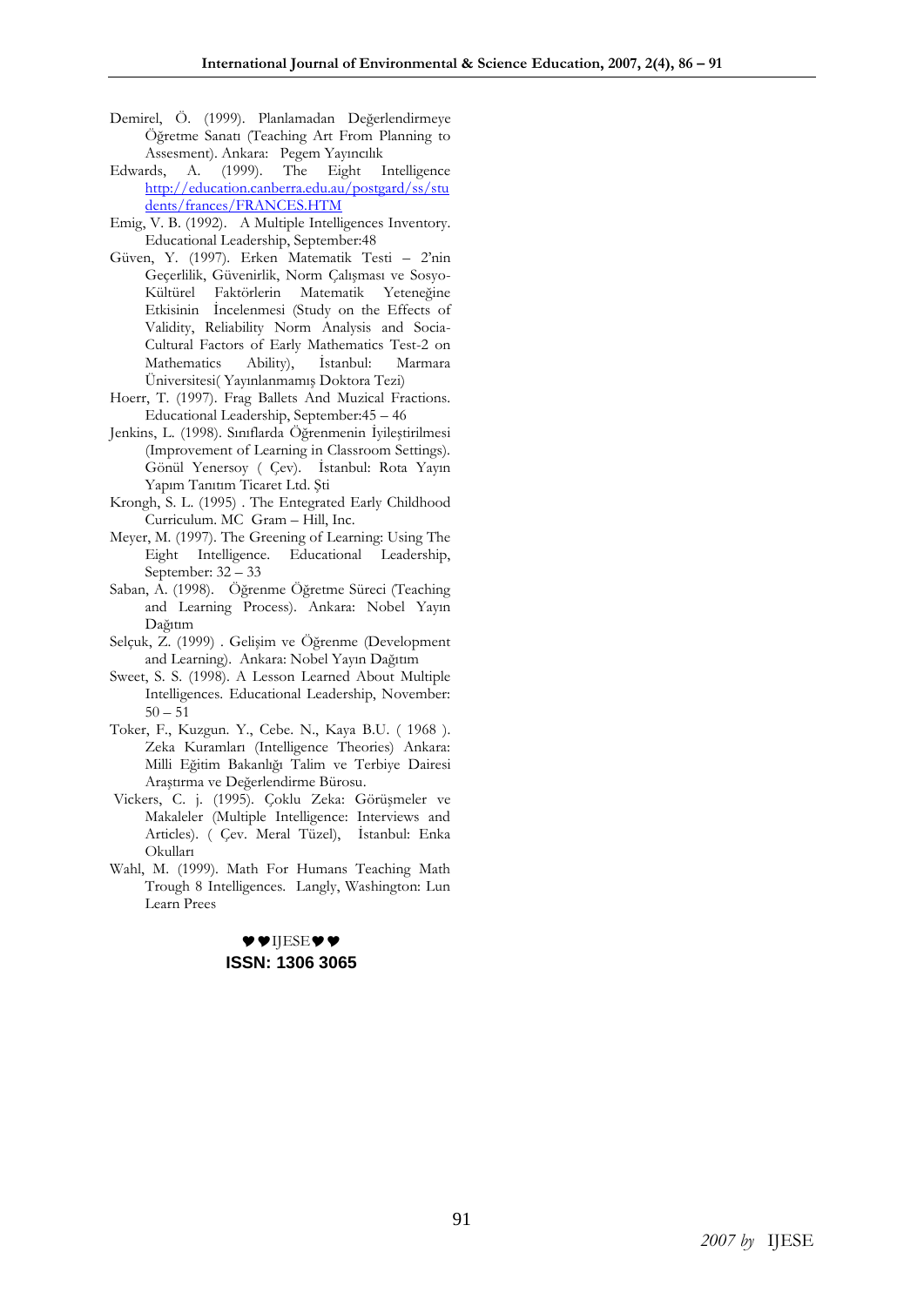Demirel, Ö. (1999). Planlamadan Değerlendirmeye Öğretme Sanatı (Teaching Art From Planning to Assesment). Ankara: Pegem Yayıncılık

Edwards, A. (1999). The Eight Intelligence http://education.canberra.edu.au/postgard/ss/students/frances/FRANCES.HTM

Emig, V. B. (1992). A Multiple Intelligences Inventory. Educational Leadership, September:48

Güven, Y. (1997). Erken Matematik Testi – 2'nin Geçerlilik, Güvenirlik, Norm Çalışması ve Sosyo-Kültürel Faktörlerin Matematik Yeteneğine Etkisinin İncelenmesi (Study on the Effects of Validity, Reliability Norm Analysis and Socia-Cultural Factors of Early Mathematics Test-2 on Mathematics Ability), İstanbul: Marmara Üniversitesi( Yayınlanmamış Doktora Tezi)

Hoerr, T. (1997). Frag Ballets And Muzical Fractions. Educational Leadership, September:45 – 46

Jenkins, L. (1998). Sınıflarda Öğrenmenin İyileştirilmesi (Improvement of Learning in Classroom Settings). Gönül Yenersoy ( Çev). İstanbul: Rota Yayın Yapım Tanıtım Ticaret Ltd. Şti

Krongh, S. L. (1995) . The Entegrated Early Childhood Curriculum. MC Gram – Hill, Inc.

Meyer, M. (1997). The Greening of Learning: Using The Eight Intelligence. Educational Leadership, September: 32 – 33

Saban, A. (1998). Öğrenme Öğretme Süreci (Teaching and Learning Process). Ankara: Nobel Yayın Dağıtım

Selçuk, Z. (1999) . Gelişim ve Öğrenme (Development and Learning). Ankara: Nobel Yayın Dağıtım

Sweet, S. S. (1998). A Lesson Learned About Multiple Intelligences. Educational Leadership, November: 50 – 51

Toker, F., Kuzgun. Y., Cebe. N., Kaya B.U. ( 1968 ). Zeka Kuramları (Intelligence Theories) Ankara: Milli Eğitim Bakanlığı Talim ve Terbiye Dairesi Araştırma ve Değerlendirme Bürosu.

Vickers, C. j. (1995). Çoklu Zeka: Görüşmeler ve Makaleler (Multiple Intelligence: Interviews and Articles). ( Çev. Meral Tüzel), İstanbul: Enka Okulları

Wahl, M. (1999). Math For Humans Teaching Math Trough 8 Intelligences. Langly, Washington: Lun Learn Prees

♥♥IJESE♥♥

**ISSN: 1306 3065**